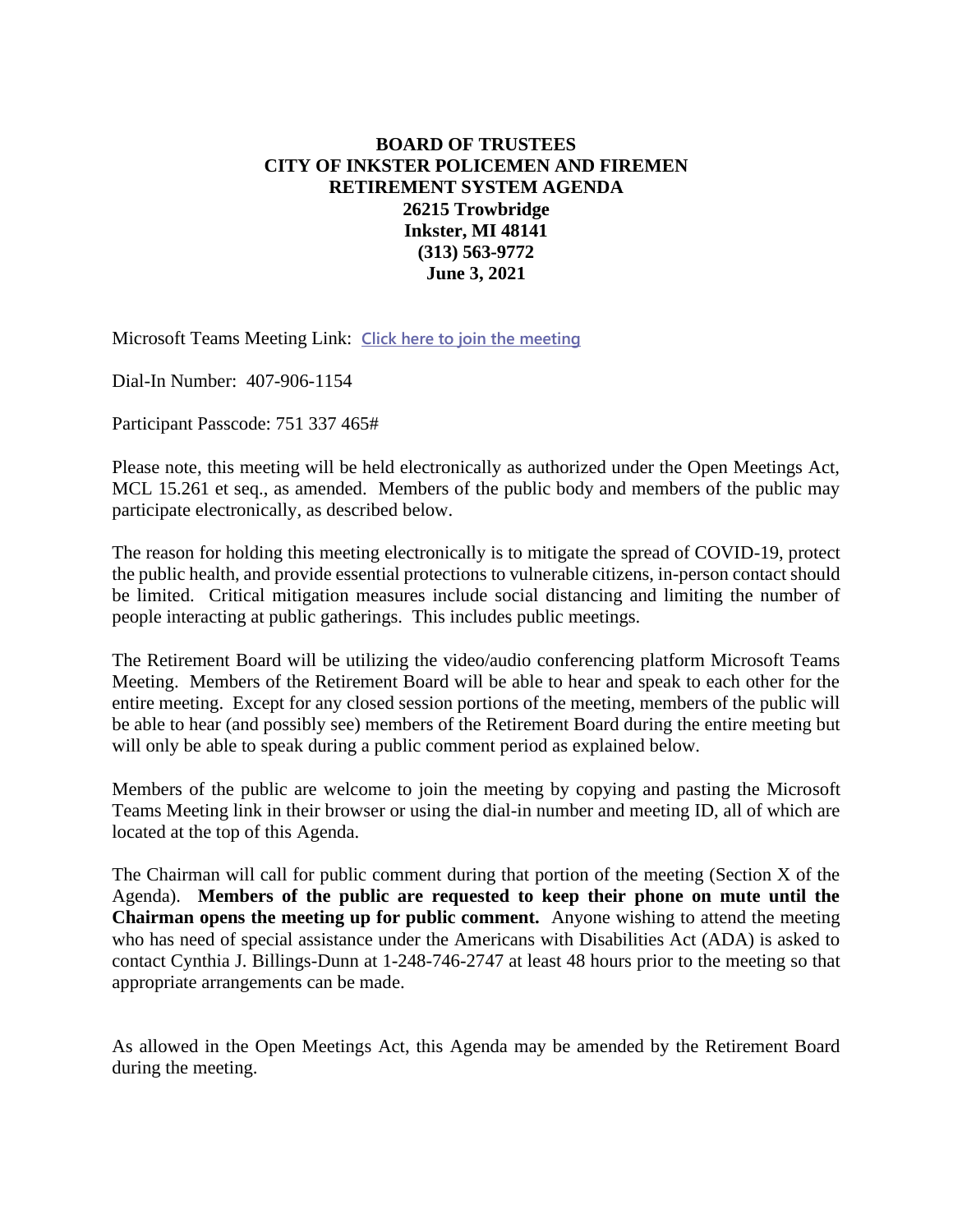**BOARD OF TRUSTEES**
**CITY OF INKSTER POLICEMEN AND FIREMEN**
**RETIREMENT SYSTEM AGENDA**
**26215 Trowbridge**
**Inkster, MI 48141**
**(313) 563-9772**
**June 3, 2021**

Microsoft Teams Meeting Link: Click here to join the meeting

Dial-In Number: 407-906-1154

Participant Passcode: 751 337 465#

Please note, this meeting will be held electronically as authorized under the Open Meetings Act, MCL 15.261 et seq., as amended. Members of the public body and members of the public may participate electronically, as described below.

The reason for holding this meeting electronically is to mitigate the spread of COVID-19, protect the public health, and provide essential protections to vulnerable citizens, in-person contact should be limited. Critical mitigation measures include social distancing and limiting the number of people interacting at public gatherings. This includes public meetings.

The Retirement Board will be utilizing the video/audio conferencing platform Microsoft Teams Meeting. Members of the Retirement Board will be able to hear and speak to each other for the entire meeting. Except for any closed session portions of the meeting, members of the public will be able to hear (and possibly see) members of the Retirement Board during the entire meeting but will only be able to speak during a public comment period as explained below.

Members of the public are welcome to join the meeting by copying and pasting the Microsoft Teams Meeting link in their browser or using the dial-in number and meeting ID, all of which are located at the top of this Agenda.

The Chairman will call for public comment during that portion of the meeting (Section X of the Agenda). **Members of the public are requested to keep their phone on mute until the Chairman opens the meeting up for public comment.** Anyone wishing to attend the meeting who has need of special assistance under the Americans with Disabilities Act (ADA) is asked to contact Cynthia J. Billings-Dunn at 1-248-746-2747 at least 48 hours prior to the meeting so that appropriate arrangements can be made.

As allowed in the Open Meetings Act, this Agenda may be amended by the Retirement Board during the meeting.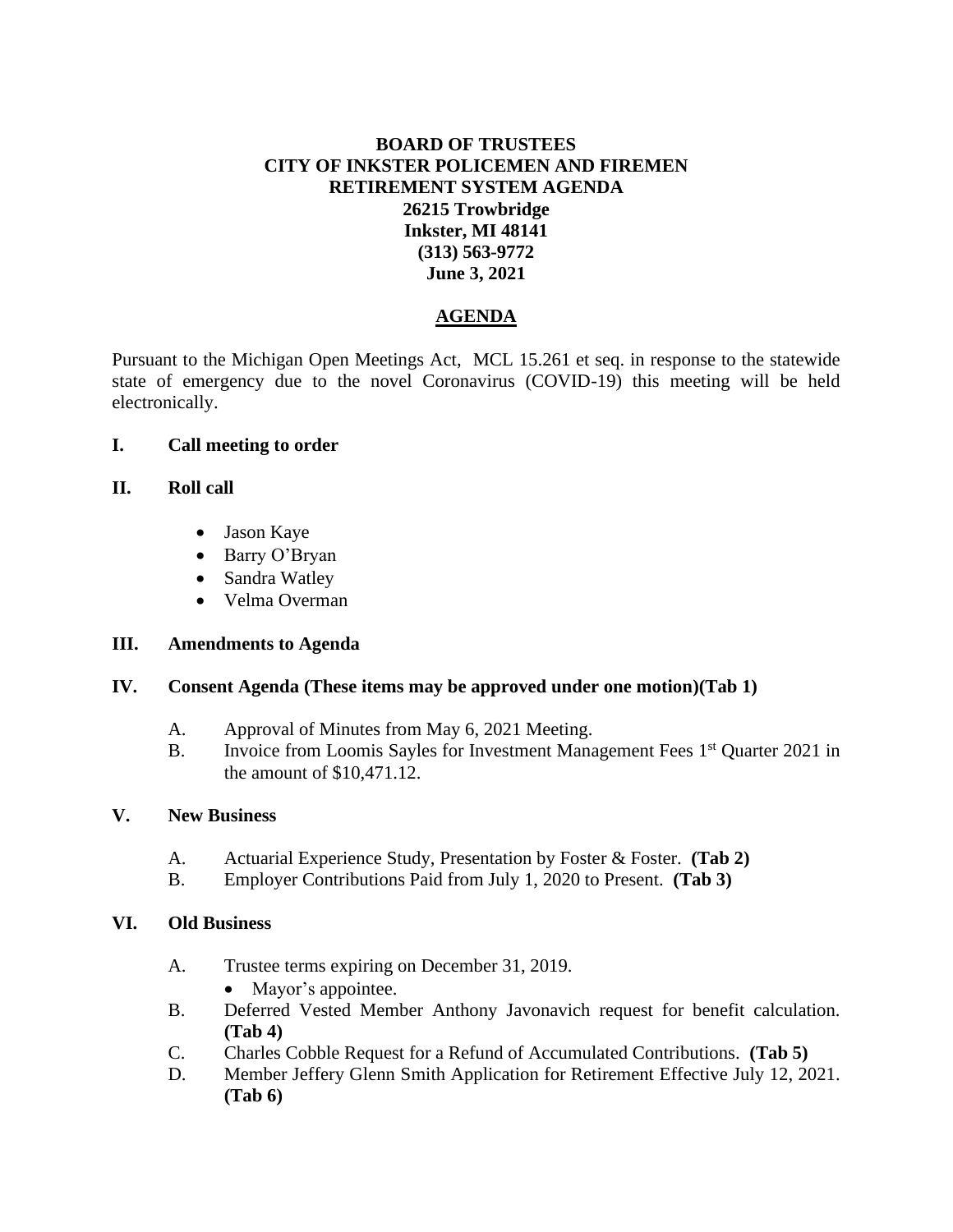**BOARD OF TRUSTEES**
**CITY OF INKSTER POLICEMEN AND FIREMEN**
**RETIREMENT SYSTEM AGENDA**
**26215 Trowbridge**
**Inkster, MI 48141**
**(313) 563-9772**
**June 3, 2021**

## AGENDA

Pursuant to the Michigan Open Meetings Act, MCL 15.261 et seq. in response to the statewide state of emergency due to the novel Coronavirus (COVID-19) this meeting will be held electronically.

**I. Call meeting to order**

**II. Roll call**

- Jason Kaye
- Barry O'Bryan
- Sandra Watley
- Velma Overman

**III. Amendments to Agenda**

**IV. Consent Agenda (These items may be approved under one motion)(Tab 1)**

A. Approval of Minutes from May 6, 2021 Meeting.

B. Invoice from Loomis Sayles for Investment Management Fees 1st Quarter 2021 in the amount of $10,471.12.

**V. New Business**

A. Actuarial Experience Study, Presentation by Foster & Foster. **(Tab 2)**

B. Employer Contributions Paid from July 1, 2020 to Present. **(Tab 3)**

**VI. Old Business**

A. Trustee terms expiring on December 31, 2019.
   - Mayor's appointee.

B. Deferred Vested Member Anthony Javonavich request for benefit calculation. **(Tab 4)**

C. Charles Cobble Request for a Refund of Accumulated Contributions. **(Tab 5)**

D. Member Jeffery Glenn Smith Application for Retirement Effective July 12, 2021. **(Tab 6)**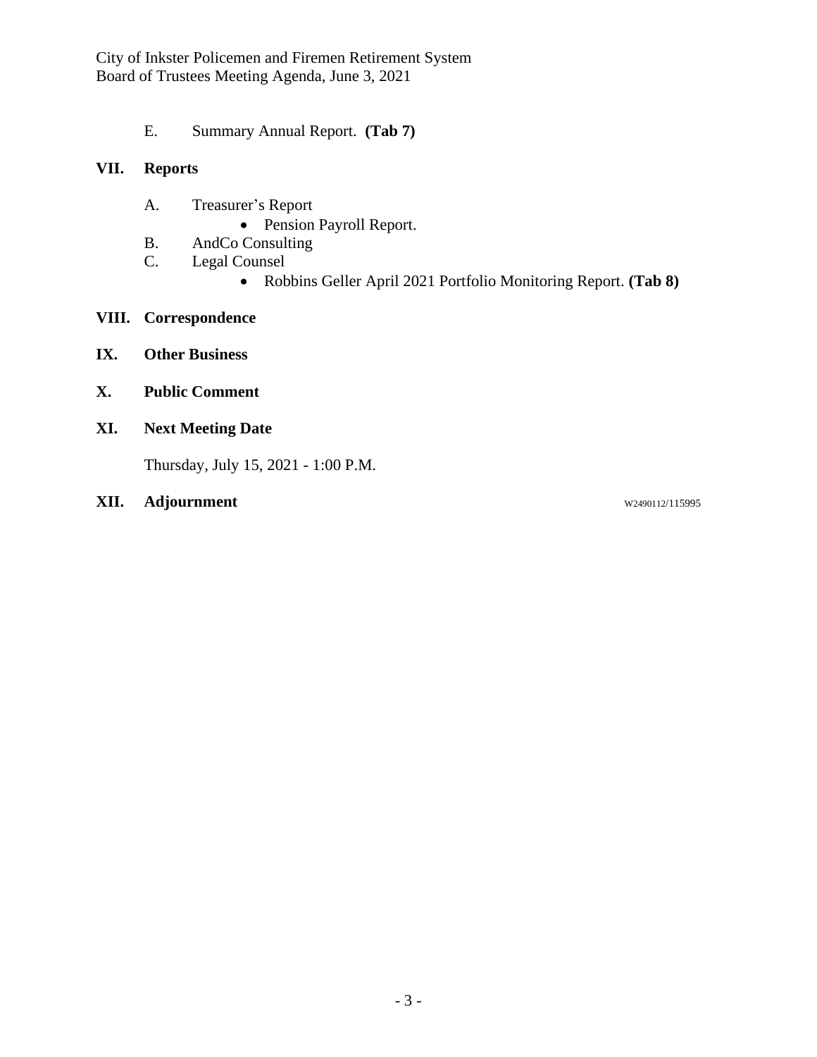E. Summary Annual Report. **(Tab 7)**

## VII. Reports

A. Treasurer's Report
- Pension Payroll Report.

B. AndCo Consulting

C. Legal Counsel
- Robbins Geller April 2021 Portfolio Monitoring Report. **(Tab 8)**

## VIII. Correspondence

## IX. Other Business

## X. Public Comment

## XI. Next Meeting Date

Thursday, July 15, 2021 - 1:00 P.M.

## XII. Adjournment

W2490112/115995